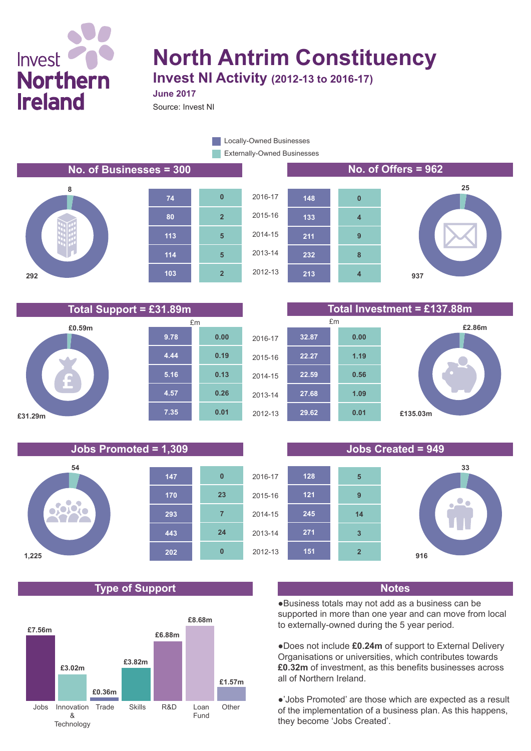Invest Northern Ireland

# North Antrim Constituency

## Invest NI Activity (2012-13 to 2016-17)

**June 2017**

Source: Invest NI

Legend: Locally-Owned Businesses / Externally-Owned Businesses

### No. of Businesses = 300

Locally-Owned: 292 | Externally-Owned: 8

| Year | Locally-Owned | Externally-Owned |
|---|---|---|
| 2016-17 | 74 | 0 |
| 2015-16 | 80 | 2 |
| 2014-15 | 113 | 5 |
| 2013-14 | 114 | 5 |
| 2012-13 | 103 | 2 |

### No. of Offers = 962

Locally-Owned: 937 | Externally-Owned: 25

| Year | Locally-Owned | Externally-Owned |
|---|---|---|
| 2016-17 | 148 | 0 |
| 2015-16 | 133 | 4 |
| 2014-15 | 211 | 9 |
| 2013-14 | 232 | 8 |
| 2012-13 | 213 | 4 |

### Total Support = £31.89m

Locally-Owned: £31.29m | Externally-Owned: £0.59m

| Year | Locally-Owned (£m) | Externally-Owned (£m) |
|---|---|---|
| 2016-17 | 9.78 | 0.00 |
| 2015-16 | 4.44 | 0.19 |
| 2014-15 | 5.16 | 0.13 |
| 2013-14 | 4.57 | 0.26 |
| 2012-13 | 7.35 | 0.01 |

### Total Investment = £137.88m

Locally-Owned: £135.03m | Externally-Owned: £2.86m

| Year | Locally-Owned (£m) | Externally-Owned (£m) |
|---|---|---|
| 2016-17 | 32.87 | 0.00 |
| 2015-16 | 22.27 | 1.19 |
| 2014-15 | 22.59 | 0.56 |
| 2013-14 | 27.68 | 1.09 |
| 2012-13 | 29.62 | 0.01 |

### Jobs Promoted = 1,309

Locally-Owned: 1,225 | Externally-Owned: 54

| Year | Locally-Owned | Externally-Owned |
|---|---|---|
| 2016-17 | 147 | 0 |
| 2015-16 | 170 | 23 |
| 2014-15 | 293 | 7 |
| 2013-14 | 443 | 24 |
| 2012-13 | 202 | 0 |

### Jobs Created = 949

Locally-Owned: 916 | Externally-Owned: 33

| Year | Locally-Owned | Externally-Owned |
|---|---|---|
| 2016-17 | 128 | 5 |
| 2015-16 | 121 | 9 |
| 2014-15 | 245 | 14 |
| 2013-14 | 271 | 3 |
| 2012-13 | 151 | 2 |

### Type of Support

| Type | Support |
|---|---|
| Jobs | £7.56m |
| Innovation & Technology | £3.02m |
| Trade | £0.36m |
| Skills | £3.82m |
| R&D | £6.88m |
| Loan Fund | £8.68m |
| Other | £1.57m |

### Notes

- Business totals may not add as a business can be supported in more than one year and can move from local to externally-owned during the 5 year period.
- Does not include **£0.24m** of support to External Delivery Organisations or universities, which contributes towards **£0.32m** of investment, as this benefits businesses across all of Northern Ireland.
- 'Jobs Promoted' are those which are expected as a result of the implementation of a business plan. As this happens, they become 'Jobs Created'.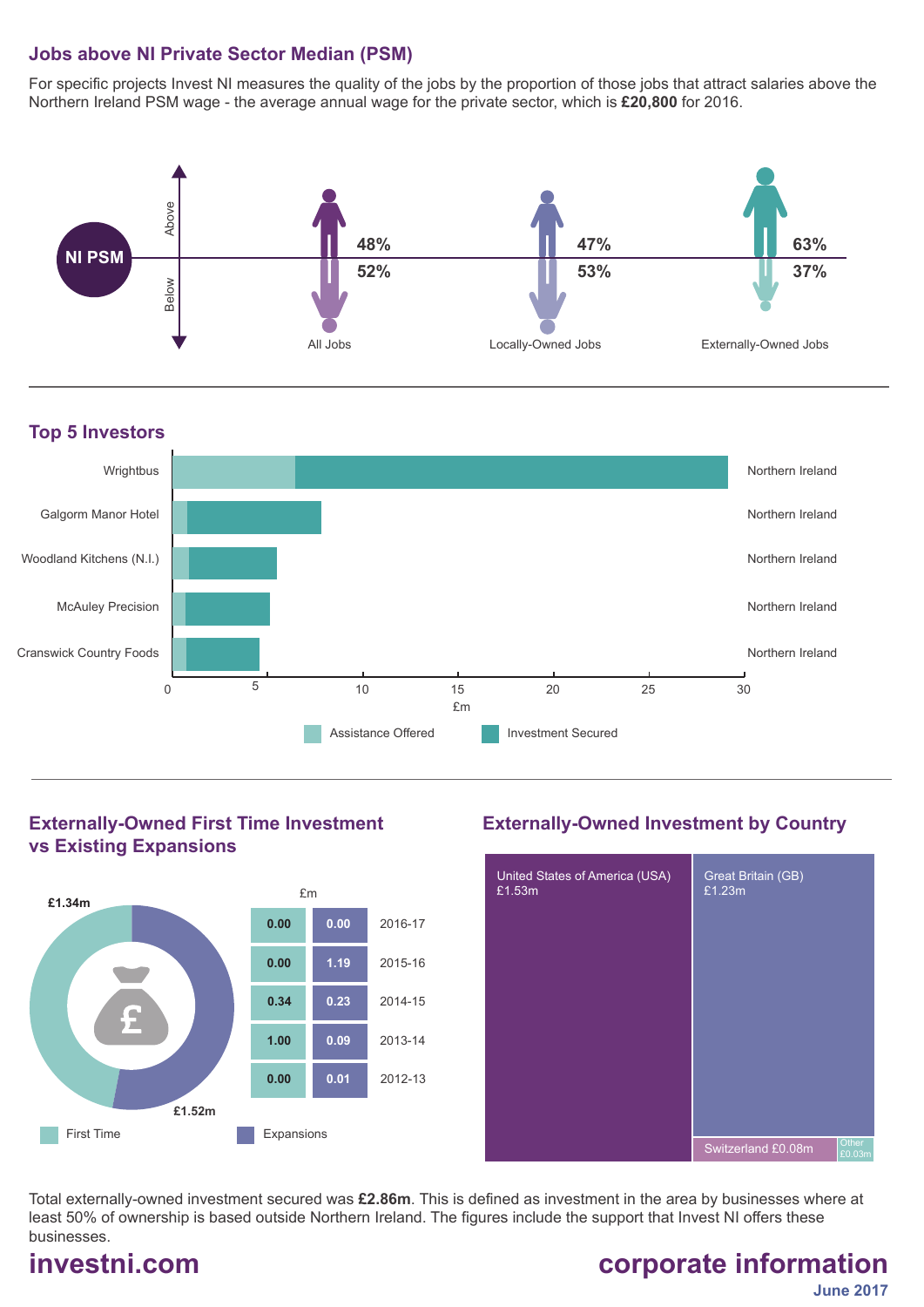## Jobs above NI Private Sector Median (PSM)

For specific projects Invest NI measures the quality of the jobs by the proportion of those jobs that attract salaries above the Northern Ireland PSM wage - the average annual wage for the private sector, which is **£20,800** for 2016.

NI PSM

Above

Below

48%
52%
All Jobs

47%
53%
Locally-Owned Jobs

63%
37%
Externally-Owned Jobs

## Top 5 Investors

Wrightbus — Northern Ireland
Galgorm Manor Hotel — Northern Ireland
Woodland Kitchens (N.I.) — Northern Ireland
McAuley Precision — Northern Ireland
Cranswick Country Foods — Northern Ireland

0 5 10 15 20 25 30
£m

Assistance Offered
Investment Secured

## Externally-Owned First Time Investment vs Existing Expansions

£1.34m
£1.52m

First Time
Expansions

| First Time (£m) | Expansions (£m) | |
|---|---|---|
| 0.00 | 0.00 | 2016-17 |
| 0.00 | 1.19 | 2015-16 |
| 0.34 | 0.23 | 2014-15 |
| 1.00 | 0.09 | 2013-14 |
| 0.00 | 0.01 | 2012-13 |

## Externally-Owned Investment by Country

United States of America (USA) £1.53m
Great Britain (GB) £1.23m
Switzerland £0.08m
Other £0.03m

Total externally-owned investment secured was **£2.86m**. This is defined as investment in the area by businesses where at least 50% of ownership is based outside Northern Ireland. The figures include the support that Invest NI offers these businesses.

**investni.com**

**corporate information**
**June 2017**